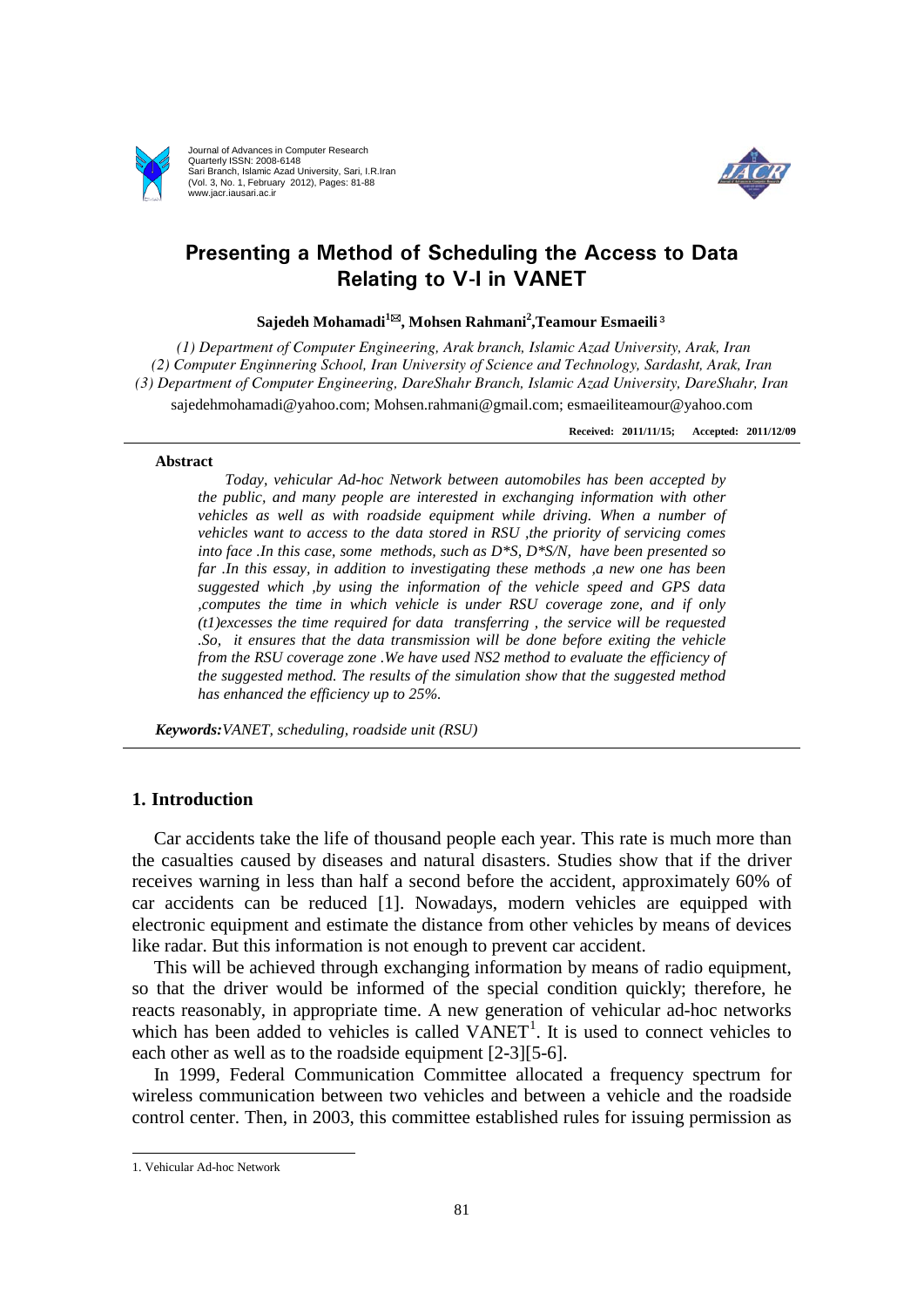# Presenting a Method of Scheduling the Access to Data Relating to V-I in VANET

**Sajedeh Mohamadi[1], Mohsen Rahmani[2], Teamour Esmaeili[3]**

*(1) Department of Computer Engineering, Arak branch, Islamic Azad University, Arak, Iran*
*(2) Computer Enginnering School, Iran University of Science and Technology, Sardasht, Arak, Iran*
*(3) Department of Computer Engineering, DareShahr Branch, Islamic Azad University, DareShahr, Iran*

sajedehmohamadi@yahoo.com; Mohsen.rahmani@gmail.com; esmaeiliteamour@yahoo.com

**Received: 2011/11/15; Accepted: 2011/12/09**

**Abstract**

*Today, vehicular Ad-hoc Network between automobiles has been accepted by the public, and many people are interested in exchanging information with other vehicles as well as with roadside equipment while driving. When a number of vehicles want to access to the data stored in RSU ,the priority of servicing comes into face .In this case, some methods, such as D*S, D*S/N, have been presented so far .In this essay, in addition to investigating these methods ,a new one has been suggested which ,by using the information of the vehicle speed and GPS data ,computes the time in which vehicle is under RSU coverage zone, and if only (t1)excesses the time required for data transferring , the service will be requested .So, it ensures that the data transmission will be done before exiting the vehicle from the RSU coverage zone .We have used NS2 method to evaluate the efficiency of the suggested method. The results of the simulation show that the suggested method has enhanced the efficiency up to 25%.*

***Keywords:** VANET, scheduling, roadside unit (RSU)*

## 1. Introduction

Car accidents take the life of thousand people each year. This rate is much more than the casualties caused by diseases and natural disasters. Studies show that if the driver receives warning in less than half a second before the accident, approximately 60% of car accidents can be reduced [1]. Nowadays, modern vehicles are equipped with electronic equipment and estimate the distance from other vehicles by means of devices like radar. But this information is not enough to prevent car accident.

This will be achieved through exchanging information by means of radio equipment, so that the driver would be informed of the special condition quickly; therefore, he reacts reasonably, in appropriate time. A new generation of vehicular ad-hoc networks which has been added to vehicles is called VANET[1]. It is used to connect vehicles to each other as well as to the roadside equipment [2-3][5-6].

In 1999, Federal Communication Committee allocated a frequency spectrum for wireless communication between two vehicles and between a vehicle and the roadside control center. Then, in 2003, this committee established rules for issuing permission as

1. Vehicular Ad-hoc Network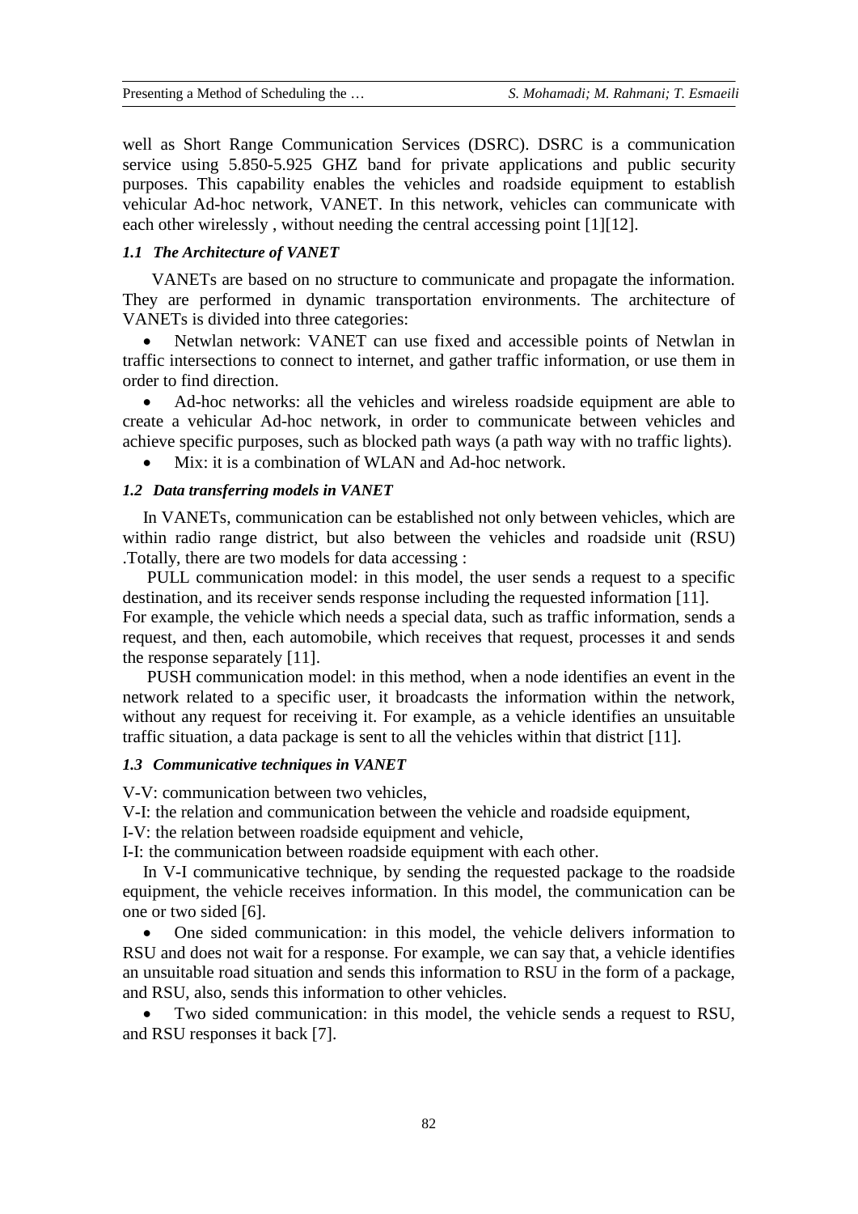well as Short Range Communication Services (DSRC). DSRC is a communication service using 5.850-5.925 GHZ band for private applications and public security purposes. This capability enables the vehicles and roadside equipment to establish vehicular Ad-hoc network, VANET. In this network, vehicles can communicate with each other wirelessly , without needing the central accessing point [1][12].

### *1.1 The Architecture of VANET*

VANETs are based on no structure to communicate and propagate the information. They are performed in dynamic transportation environments. The architecture of VANETs is divided into three categories:

- Netwlan network: VANET can use fixed and accessible points of Netwlan in traffic intersections to connect to internet, and gather traffic information, or use them in order to find direction.
- Ad-hoc networks: all the vehicles and wireless roadside equipment are able to create a vehicular Ad-hoc network, in order to communicate between vehicles and achieve specific purposes, such as blocked path ways (a path way with no traffic lights).
- Mix: it is a combination of WLAN and Ad-hoc network.

### *1.2 Data transferring models in VANET*

In VANETs, communication can be established not only between vehicles, which are within radio range district, but also between the vehicles and roadside unit (RSU) .Totally, there are two models for data accessing :

PULL communication model: in this model, the user sends a request to a specific destination, and its receiver sends response including the requested information [11]. For example, the vehicle which needs a special data, such as traffic information, sends a request, and then, each automobile, which receives that request, processes it and sends the response separately [11].

PUSH communication model: in this method, when a node identifies an event in the network related to a specific user, it broadcasts the information within the network, without any request for receiving it. For example, as a vehicle identifies an unsuitable traffic situation, a data package is sent to all the vehicles within that district [11].

### *1.3 Communicative techniques in VANET*

V-V: communication between two vehicles,

V-I: the relation and communication between the vehicle and roadside equipment,

I-V: the relation between roadside equipment and vehicle,

I-I: the communication between roadside equipment with each other.

In V-I communicative technique, by sending the requested package to the roadside equipment, the vehicle receives information. In this model, the communication can be one or two sided [6].

- One sided communication: in this model, the vehicle delivers information to RSU and does not wait for a response. For example, we can say that, a vehicle identifies an unsuitable road situation and sends this information to RSU in the form of a package, and RSU, also, sends this information to other vehicles.
- Two sided communication: in this model, the vehicle sends a request to RSU, and RSU responses it back [7].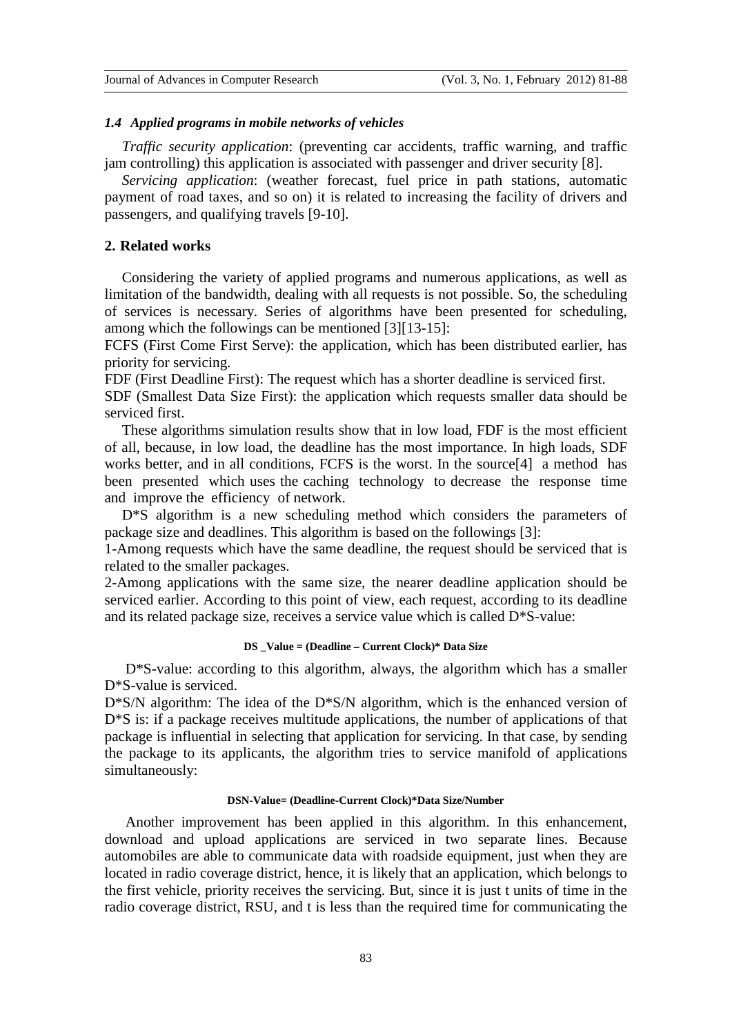### *1.4 Applied programs in mobile networks of vehicles*

*Traffic security application*: (preventing car accidents, traffic warning, and traffic jam controlling) this application is associated with passenger and driver security [8].

*Servicing application*: (weather forecast, fuel price in path stations, automatic payment of road taxes, and so on) it is related to increasing the facility of drivers and passengers, and qualifying travels [9-10].

## 2. Related works

Considering the variety of applied programs and numerous applications, as well as limitation of the bandwidth, dealing with all requests is not possible. So, the scheduling of services is necessary. Series of algorithms have been presented for scheduling, among which the followings can be mentioned [3][13-15]:

FCFS (First Come First Serve): the application, which has been distributed earlier, has priority for servicing.

FDF (First Deadline First): The request which has a shorter deadline is serviced first.

SDF (Smallest Data Size First): the application which requests smaller data should be serviced first.

These algorithms simulation results show that in low load, FDF is the most efficient of all, because, in low load, the deadline has the most importance. In high loads, SDF works better, and in all conditions, FCFS is the worst. In the source[4] a method has been presented which uses the caching technology to decrease the response time and improve the efficiency of network.

D*S algorithm is a new scheduling method which considers the parameters of package size and deadlines. This algorithm is based on the followings [3]:

1-Among requests which have the same deadline, the request should be serviced that is related to the smaller packages.

2-Among applications with the same size, the nearer deadline application should be serviced earlier. According to this point of view, each request, according to its deadline and its related package size, receives a service value which is called D*S-value:

$$\text{DS\_Value} = (\text{Deadline} - \text{Current Clock}) * \text{Data Size}$$

D*S-value: according to this algorithm, always, the algorithm which has a smaller D*S-value is serviced.

D*S/N algorithm: The idea of the D*S/N algorithm, which is the enhanced version of D*S is: if a package receives multitude applications, the number of applications of that package is influential in selecting that application for servicing. In that case, by sending the package to its applicants, the algorithm tries to service manifold of applications simultaneously:

$$\text{DSN-Value} = (\text{Deadline} - \text{Current Clock}) * \text{Data Size} / \text{Number}$$

Another improvement has been applied in this algorithm. In this enhancement, download and upload applications are serviced in two separate lines. Because automobiles are able to communicate data with roadside equipment, just when they are located in radio coverage district, hence, it is likely that an application, which belongs to the first vehicle, priority receives the servicing. But, since it is just t units of time in the radio coverage district, RSU, and t is less than the required time for communicating the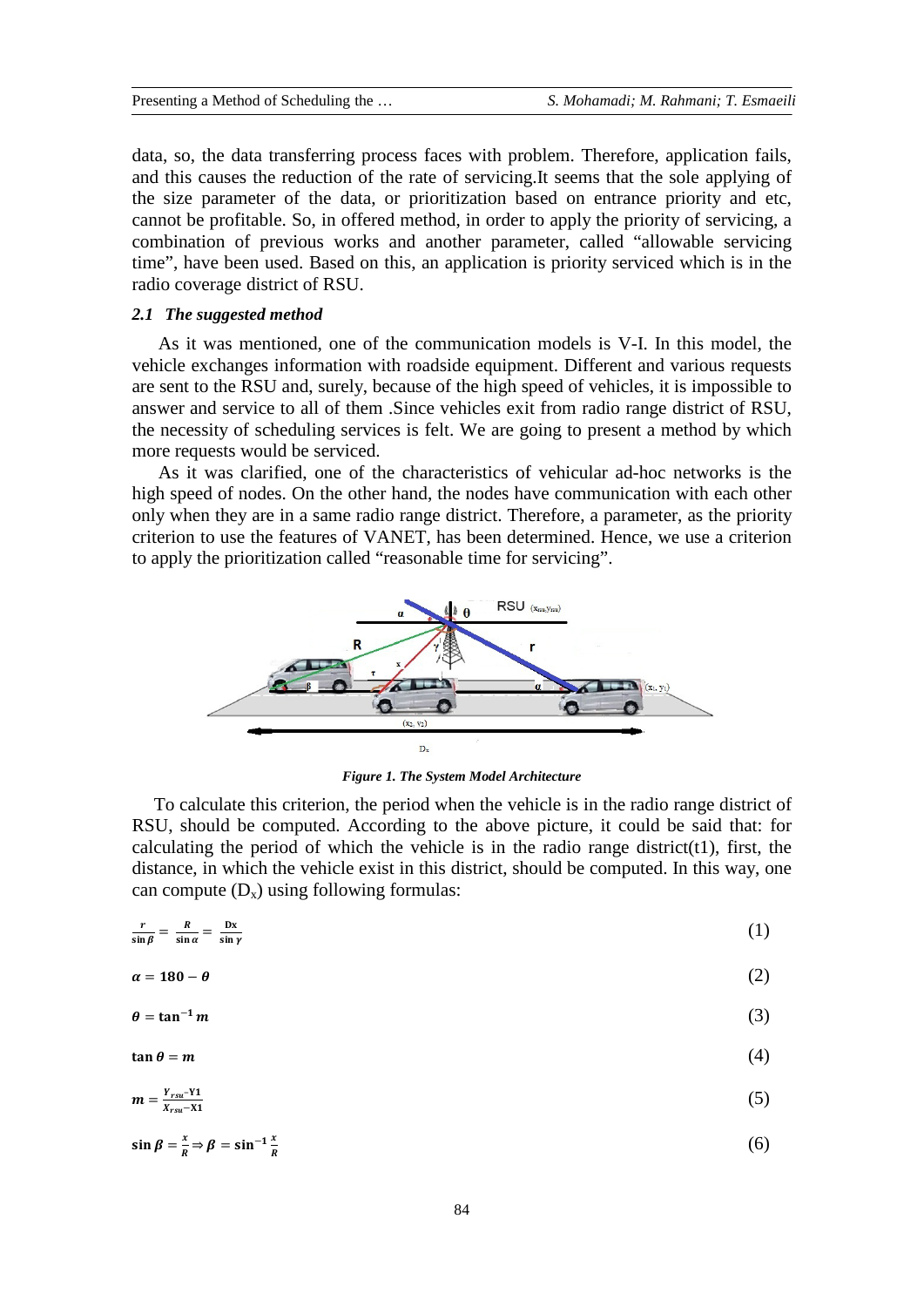data, so, the data transferring process faces with problem. Therefore, application fails, and this causes the reduction of the rate of servicing.It seems that the sole applying of the size parameter of the data, or prioritization based on entrance priority and etc, cannot be profitable. So, in offered method, in order to apply the priority of servicing, a combination of previous works and another parameter, called "allowable servicing time", have been used. Based on this, an application is priority serviced which is in the radio coverage district of RSU.

### *2.1 The suggested method*

As it was mentioned, one of the communication models is V-I. In this model, the vehicle exchanges information with roadside equipment. Different and various requests are sent to the RSU and, surely, because of the high speed of vehicles, it is impossible to answer and service to all of them .Since vehicles exit from radio range district of RSU, the necessity of scheduling services is felt. We are going to present a method by which more requests would be serviced.

As it was clarified, one of the characteristics of vehicular ad-hoc networks is the high speed of nodes. On the other hand, the nodes have communication with each other only when they are in a same radio range district. Therefore, a parameter, as the priority criterion to use the features of VANET, has been determined. Hence, we use a criterion to apply the prioritization called "reasonable time for servicing".

***Figure 1. The System Model Architecture***

To calculate this criterion, the period when the vehicle is in the radio range district of RSU, should be computed. According to the above picture, it could be said that: for calculating the period of which the vehicle is in the radio range district(t1), first, the distance, in which the vehicle exist in this district, should be computed. In this way, one can compute ($D_x$) using following formulas:

$$\frac{r}{\sin\beta} = \frac{R}{\sin\alpha} = \frac{Dx}{\sin\gamma} \tag{1}$$

$$\alpha = 180 - \theta \tag{2}$$

$$\theta = \tan^{-1} m \tag{3}$$

$$\tan\theta = m \tag{4}$$

$$m = \frac{Y_{rsu} - Y1}{X_{rsu} - X1} \tag{5}$$

$$\sin\beta = \frac{x}{R} \Rightarrow \beta = \sin^{-1}\frac{x}{R} \tag{6}$$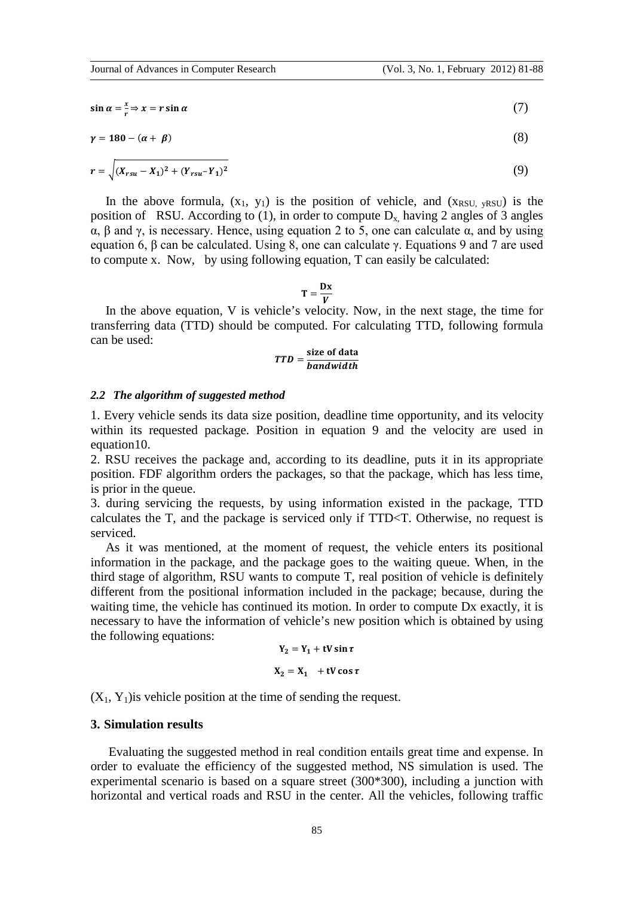$$\sin \alpha = \frac{x}{r} \Rightarrow x = r \sin \alpha \tag{7}$$

$$\gamma = 180 - (\alpha + \beta) \tag{8}$$

$$r = \sqrt{(X_{rsu} - X_1)^2 + (Y_{rsu} - Y_1)^2} \tag{9}$$

In the above formula, $(x_1, y_1)$ is the position of vehicle, and $(x_{RSU}, y_{RSU})$ is the position of RSU. According to (1), in order to compute $D_x$, having 2 angles of 3 angles α, β and γ, is necessary. Hence, using equation 2 to 5, one can calculate α, and by using equation 6, β can be calculated. Using 8, one can calculate γ. Equations 9 and 7 are used to compute x. Now, by using following equation, T can easily be calculated:

$$T = \frac{Dx}{V}$$

In the above equation, V is vehicle's velocity. Now, in the next stage, the time for transferring data (TTD) should be computed. For calculating TTD, following formula can be used:

$$TTD = \frac{\text{size of data}}{bandwidth}$$

### *2.2 The algorithm of suggested method*

1. Every vehicle sends its data size position, deadline time opportunity, and its velocity within its requested package. Position in equation 9 and the velocity are used in equation10.
2. RSU receives the package and, according to its deadline, puts it in its appropriate position. FDF algorithm orders the packages, so that the package, which has less time, is prior in the queue.
3. during servicing the requests, by using information existed in the package, TTD calculates the T, and the package is serviced only if TTD<T. Otherwise, no request is serviced.

As it was mentioned, at the moment of request, the vehicle enters its positional information in the package, and the package goes to the waiting queue. When, in the third stage of algorithm, RSU wants to compute T, real position of vehicle is definitely different from the positional information included in the package; because, during the waiting time, the vehicle has continued its motion. In order to compute Dx exactly, it is necessary to have the information of vehicle's new position which is obtained by using the following equations:

$$Y_2 = Y_1 + tV \sin \tau$$

$$X_2 = X_1 + tV \cos \tau$$

$(X_1, Y_1)$ is vehicle position at the time of sending the request.

## 3. Simulation results

Evaluating the suggested method in real condition entails great time and expense. In order to evaluate the efficiency of the suggested method, NS simulation is used. The experimental scenario is based on a square street (300*300), including a junction with horizontal and vertical roads and RSU in the center. All the vehicles, following traffic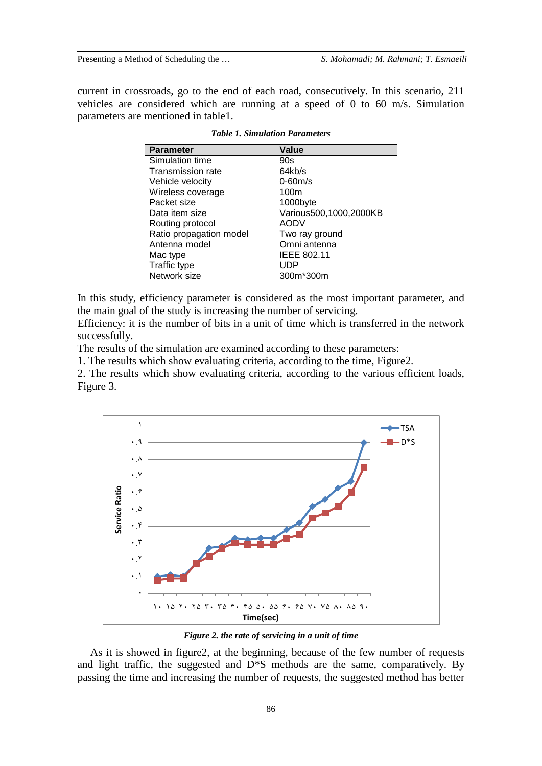current in crossroads, go to the end of each road, consecutively. In this scenario, 211 vehicles are considered which are running at a speed of 0 to 60 m/s. Simulation parameters are mentioned in table1.

***Table 1. Simulation Parameters***

| Parameter | Value |
|---|---|
| Simulation time | 90s |
| Transmission rate | 64kb/s |
| Vehicle velocity | 0-60m/s |
| Wireless coverage | 100m |
| Packet size | 1000byte |
| Data item size | Various500,1000,2000KB |
| Routing protocol | AODV |
| Ratio propagation model | Two ray ground |
| Antenna model | Omni antenna |
| Mac type | IEEE 802.11 |
| Traffic type | UDP |
| Network size | 300m*300m |

In this study, efficiency parameter is considered as the most important parameter, and the main goal of the study is increasing the number of servicing.

Efficiency: it is the number of bits in a unit of time which is transferred in the network successfully.

The results of the simulation are examined according to these parameters:

1. The results which show evaluating criteria, according to the time, Figure2.
2. The results which show evaluating criteria, according to the various efficient loads, Figure 3.

***Figure 2. the rate of servicing in a unit of time***

As it is showed in figure2, at the beginning, because of the few number of requests and light traffic, the suggested and D*S methods are the same, comparatively. By passing the time and increasing the number of requests, the suggested method has better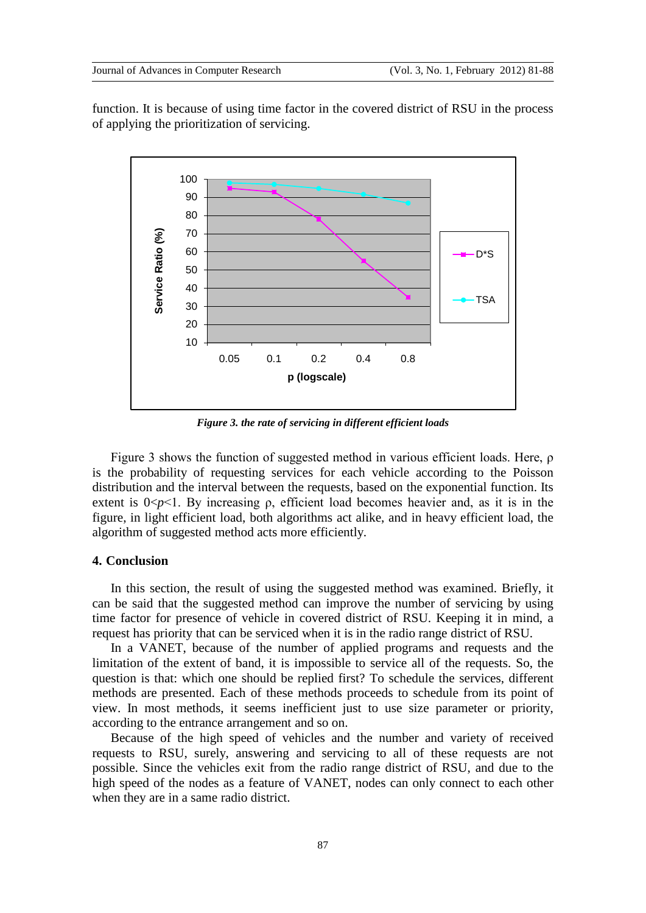function. It is because of using time factor in the covered district of RSU in the process of applying the prioritization of servicing.

*Figure 3. the rate of servicing in different efficient loads*

Figure 3 shows the function of suggested method in various efficient loads. Here, ρ is the probability of requesting services for each vehicle according to the Poisson distribution and the interval between the requests, based on the exponential function. Its extent is $0<p<1$. By increasing ρ, efficient load becomes heavier and, as it is in the figure, in light efficient load, both algorithms act alike, and in heavy efficient load, the algorithm of suggested method acts more efficiently.

### 4. Conclusion

In this section, the result of using the suggested method was examined. Briefly, it can be said that the suggested method can improve the number of servicing by using time factor for presence of vehicle in covered district of RSU. Keeping it in mind, a request has priority that can be serviced when it is in the radio range district of RSU.

In a VANET, because of the number of applied programs and requests and the limitation of the extent of band, it is impossible to service all of the requests. So, the question is that: which one should be replied first? To schedule the services, different methods are presented. Each of these methods proceeds to schedule from its point of view. In most methods, it seems inefficient just to use size parameter or priority, according to the entrance arrangement and so on.

Because of the high speed of vehicles and the number and variety of received requests to RSU, surely, answering and servicing to all of these requests are not possible. Since the vehicles exit from the radio range district of RSU, and due to the high speed of the nodes as a feature of VANET, nodes can only connect to each other when they are in a same radio district.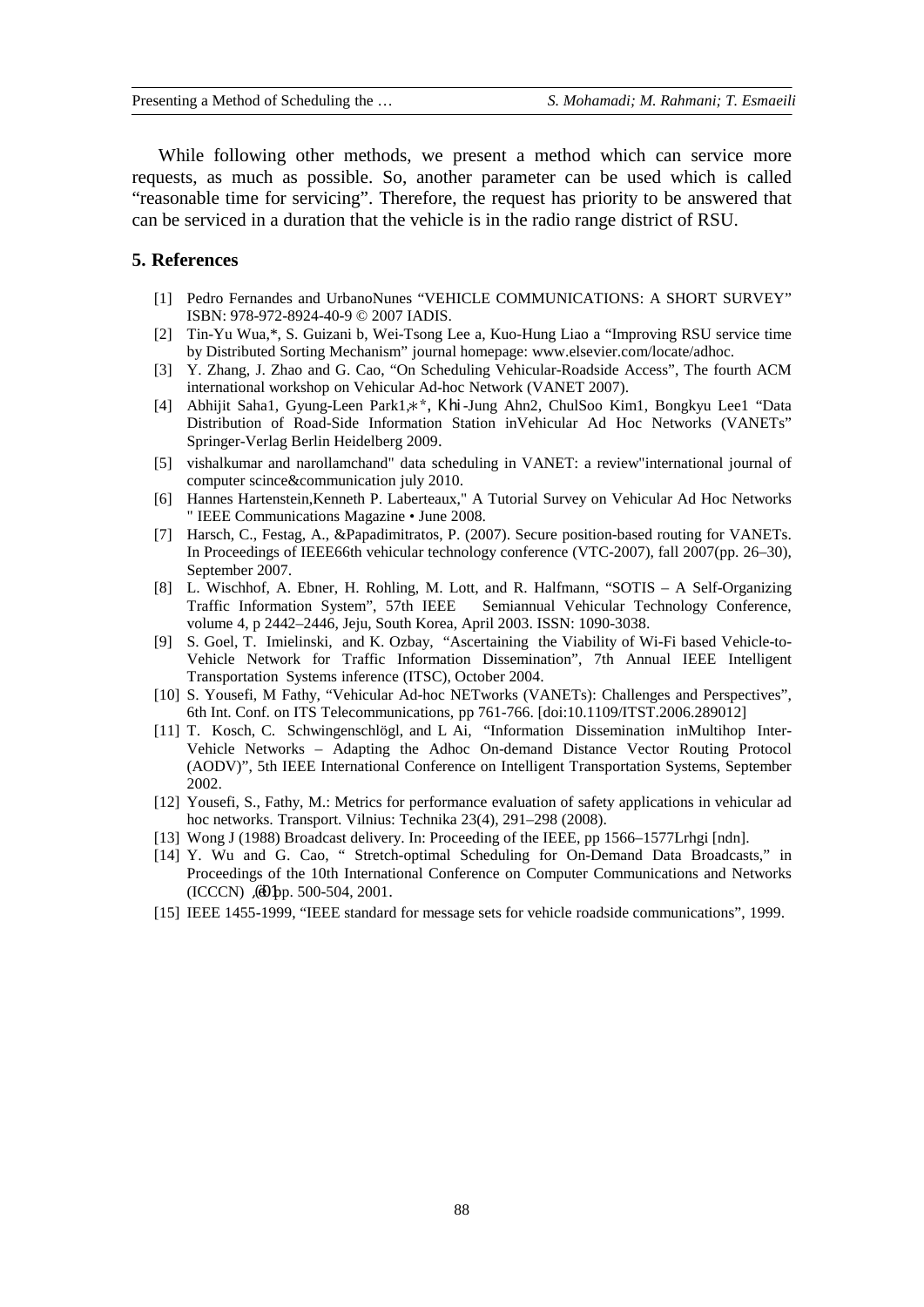While following other methods, we present a method which can service more requests, as much as possible. So, another parameter can be used which is called "reasonable time for servicing". Therefore, the request has priority to be answered that can be serviced in a duration that the vehicle is in the radio range district of RSU.

## 5. References

[1] Pedro Fernandes and UrbanoNunes "VEHICLE COMMUNICATIONS: A SHORT SURVEY" ISBN: 978-972-8924-40-9 © 2007 IADIS.

[2] Tin-Yu Wua,*, S. Guizani b, Wei-Tsong Lee a, Kuo-Hung Liao a "Improving RSU service time by Distributed Sorting Mechanism" journal homepage: www.elsevier.com/locate/adhoc.

[3] Y. Zhang, J. Zhao and G. Cao, "On Scheduling Vehicular-Roadside Access", The fourth ACM international workshop on Vehicular Ad-hoc Network (VANET 2007).

[4] Abhijit Saha1, Gyung-Leen Park1,**, Khi-Jung Ahn2, ChulSoo Kim1, Bongkyu Lee1 "Data Distribution of Road-Side Information Station inVehicular Ad Hoc Networks (VANETs" Springer-Verlag Berlin Heidelberg 2009.

[5] vishalkumar and narollamchand" data scheduling in VANET: a review"international journal of computer scince&communication july 2010.

[6] Hannes Hartenstein,Kenneth P. Laberteaux," A Tutorial Survey on Vehicular Ad Hoc Networks " IEEE Communications Magazine • June 2008.

[7] Harsch, C., Festag, A., &Papadimitratos, P. (2007). Secure position-based routing for VANETs. In Proceedings of IEEE66th vehicular technology conference (VTC-2007), fall 2007(pp. 26–30), September 2007.

[8] L. Wischhof, A. Ebner, H. Rohling, M. Lott, and R. Halfmann, "SOTIS – A Self-Organizing Traffic Information System", 57th IEEE Semiannual Vehicular Technology Conference, volume 4, p 2442–2446, Jeju, South Korea, April 2003. ISSN: 1090-3038.

[9] S. Goel, T. Imielinski, and K. Ozbay, "Ascertaining the Viability of Wi-Fi based Vehicle-to-Vehicle Network for Traffic Information Dissemination", 7th Annual IEEE Intelligent Transportation Systems inference (ITSC), October 2004.

[10] S. Yousefi, M Fathy, "Vehicular Ad-hoc NETworks (VANETs): Challenges and Perspectives", 6th Int. Conf. on ITS Telecommunications, pp 761-766. [doi:10.1109/ITST.2006.289012]

[11] T. Kosch, C. Schwingenschlögl, and L Ai, "Information Dissemination inMultihop Inter-Vehicle Networks – Adapting the Adhoc On-demand Distance Vector Routing Protocol (AODV)", 5th IEEE International Conference on Intelligent Transportation Systems, September 2002.

[12] Yousefi, S., Fathy, M.: Metrics for performance evaluation of safety applications in vehicular ad hoc networks. Transport. Vilnius: Technika 23(4), 291–298 (2008).

[13] Wong J (1988) Broadcast delivery. In: Proceeding of the IEEE, pp 1566–1577Lrhgi [ndn].

[14] Y. Wu and G. Cao, " Stretch-optimal Scheduling for On-Demand Data Broadcasts," in Proceedings of the 10th International Conference on Computer Communications and Networks (ICCCN) ,(01 pp. 500-504, 2001.

[15] IEEE 1455-1999, "IEEE standard for message sets for vehicle roadside communications", 1999.